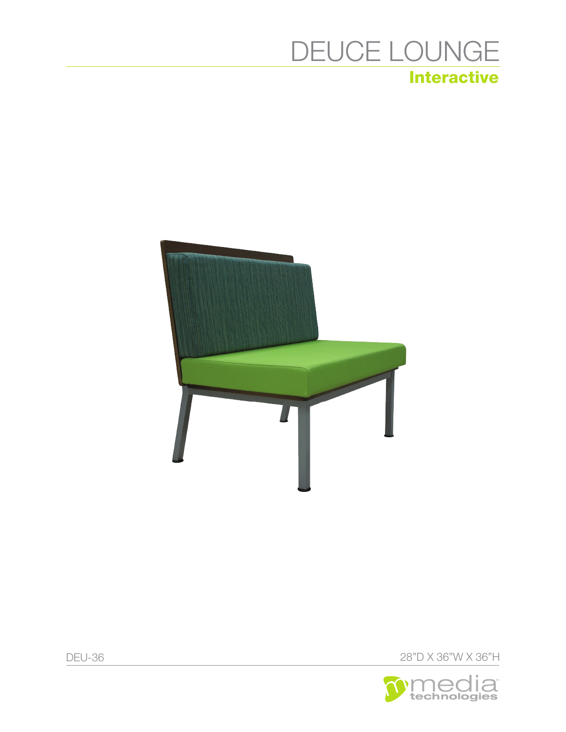# DEUCE LOUNGE

## Interactive

DEU-36

28"D X 36"W X 36"H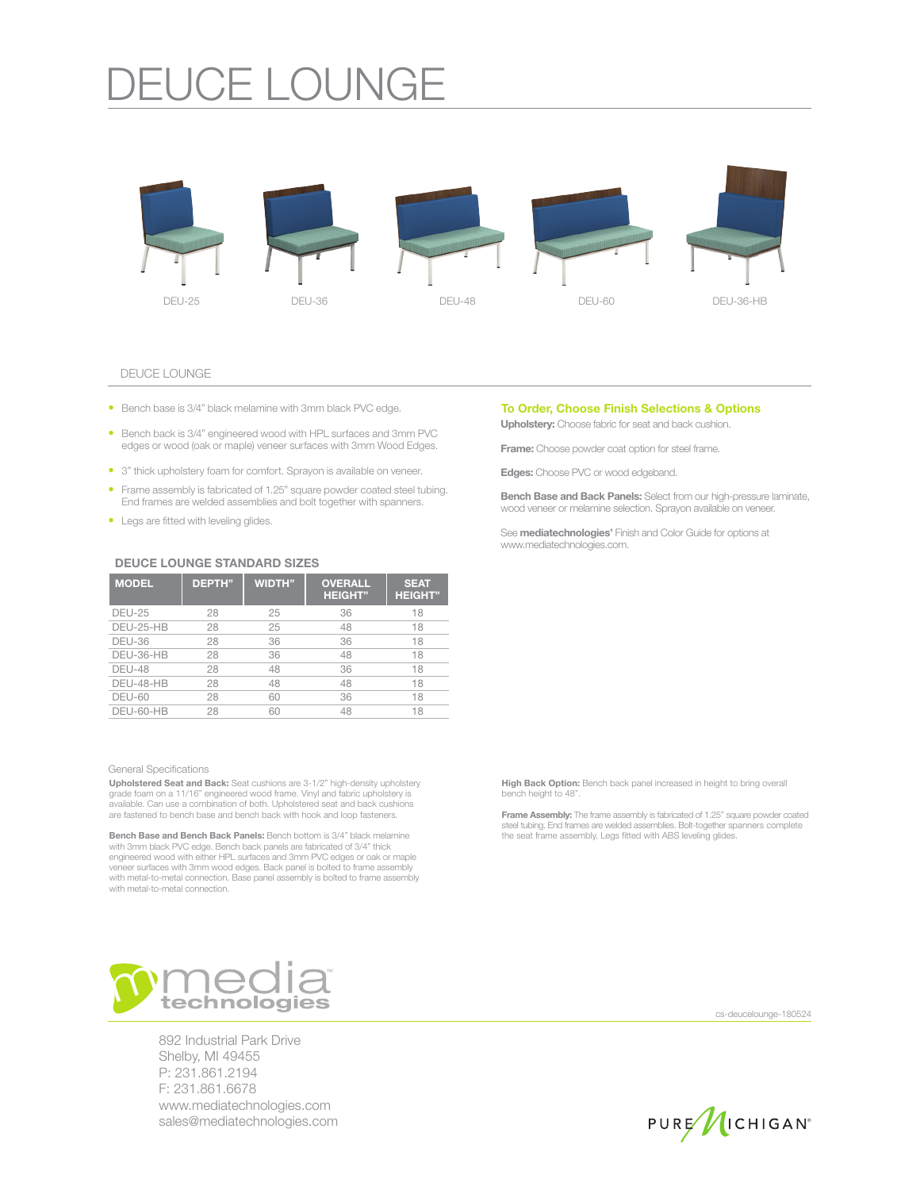# DEUCE LOUNGE

DEU-25 DEU-36 DEU-48 DEU-60 DEU-36-HB

DEUCE LOUNGE

- Bench base is 3/4" black melamine with 3mm black PVC edge.
- Bench back is 3/4" engineered wood with HPL surfaces and 3mm PVC edges or wood (oak or maple) veneer surfaces with 3mm Wood Edges.
- 3" thick upholstery foam for comfort. Sprayon is available on veneer.
- Frame assembly is fabricated of 1.25" square powder coated steel tubing. End frames are welded assemblies and bolt together with spanners.
- Legs are fitted with leveling glides.

### DEUCE LOUNGE STANDARD SIZES

| MODEL | DEPTH" | WIDTH" | OVERALL HEIGHT" | SEAT HEIGHT" |
|---|---|---|---|---|
| DEU-25 | 28 | 25 | 36 | 18 |
| DEU-25-HB | 28 | 25 | 48 | 18 |
| DEU-36 | 28 | 36 | 36 | 18 |
| DEU-36-HB | 28 | 36 | 48 | 18 |
| DEU-48 | 28 | 48 | 36 | 18 |
| DEU-48-HB | 28 | 48 | 48 | 18 |
| DEU-60 | 28 | 60 | 36 | 18 |
| DEU-60-HB | 28 | 60 | 48 | 18 |

### To Order, Choose Finish Selections & Options

**Upholstery:** Choose fabric for seat and back cushion.

**Frame:** Choose powder coat option for steel frame.

**Edges:** Choose PVC or wood edgeband.

**Bench Base and Back Panels:** Select from our high-pressure laminate, wood veneer or melamine selection. Sprayon available on veneer.

See **mediatechnologies'** Finish and Color Guide for options at www.mediatechnologies.com.

General Specifications

**Upholstered Seat and Back:** Seat cushions are 3-1/2" high-density upholstery grade foam on a 11/16" engineered wood frame. Vinyl and fabric upholstery is available. Can use a combination of both. Upholstered seat and back cushions are fastened to bench base and bench back with hook and loop fasteners.

**Bench Base and Bench Back Panels:** Bench bottom is 3/4" black melamine with 3mm black PVC edge. Bench back panels are fabricated of 3/4" thick engineered wood with either HPL surfaces and 3mm PVC edges or oak or maple veneer surfaces with 3mm wood edges. Back panel is bolted to frame assembly with metal-to-metal connection. Base panel assembly is bolted to frame assembly with metal-to-metal connection.

**High Back Option:** Bench back panel increased in height to bring overall bench height to 48".

**Frame Assembly:** The frame assembly is fabricated of 1.25" square powder coated steel tubing. End frames are welded assemblies. Bolt-together spanners complete the seat frame assembly. Legs fitted with ABS leveling glides.

media technologies™

cs-deucelounge-180524

892 Industrial Park Drive
Shelby, MI 49455
P: 231.861.2194
F: 231.861.6678
www.mediatechnologies.com
sales@mediatechnologies.com

PURE MICHIGAN®